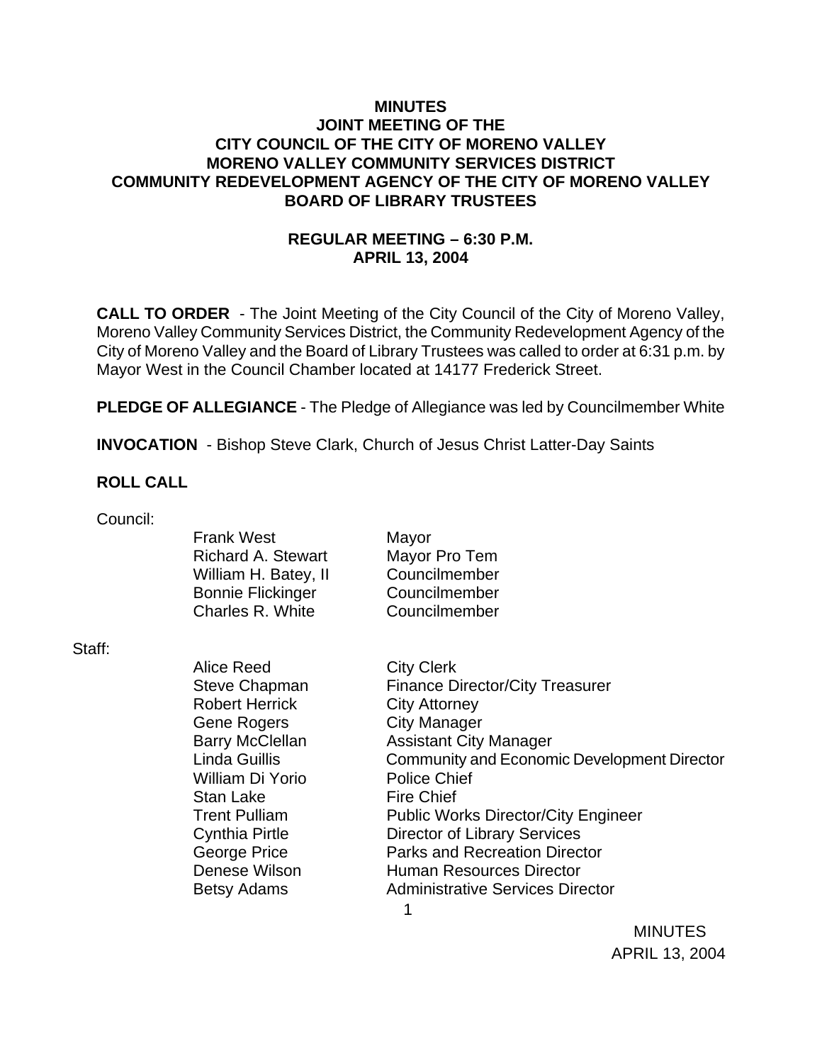# MINUTES
## JOINT MEETING OF THE
## CITY COUNCIL OF THE CITY OF MORENO VALLEY
## MORENO VALLEY COMMUNITY SERVICES DISTRICT
## COMMUNITY REDEVELOPMENT AGENCY OF THE CITY OF MORENO VALLEY
## BOARD OF LIBRARY TRUSTEES

**REGULAR MEETING – 6:30 P.M.**
**APRIL 13, 2004**

**CALL TO ORDER** - The Joint Meeting of the City Council of the City of Moreno Valley, Moreno Valley Community Services District, the Community Redevelopment Agency of the City of Moreno Valley and the Board of Library Trustees was called to order at 6:31 p.m. by Mayor West in the Council Chamber located at 14177 Frederick Street.

**PLEDGE OF ALLEGIANCE** - The Pledge of Allegiance was led by Councilmember White

**INVOCATION** - Bishop Steve Clark, Church of Jesus Christ Latter-Day Saints

**ROLL CALL**

Council:

| | |
|---|---|
| Frank West | Mayor |
| Richard A. Stewart | Mayor Pro Tem |
| William H. Batey, II | Councilmember |
| Bonnie Flickinger | Councilmember |
| Charles R. White | Councilmember |

Staff:

| | |
|---|---|
| Alice Reed | City Clerk |
| Steve Chapman | Finance Director/City Treasurer |
| Robert Herrick | City Attorney |
| Gene Rogers | City Manager |
| Barry McClellan | Assistant City Manager |
| Linda Guillis | Community and Economic Development Director |
| William Di Yorio | Police Chief |
| Stan Lake | Fire Chief |
| Trent Pulliam | Public Works Director/City Engineer |
| Cynthia Pirtle | Director of Library Services |
| George Price | Parks and Recreation Director |
| Denese Wilson | Human Resources Director |
| Betsy Adams | Administrative Services Director |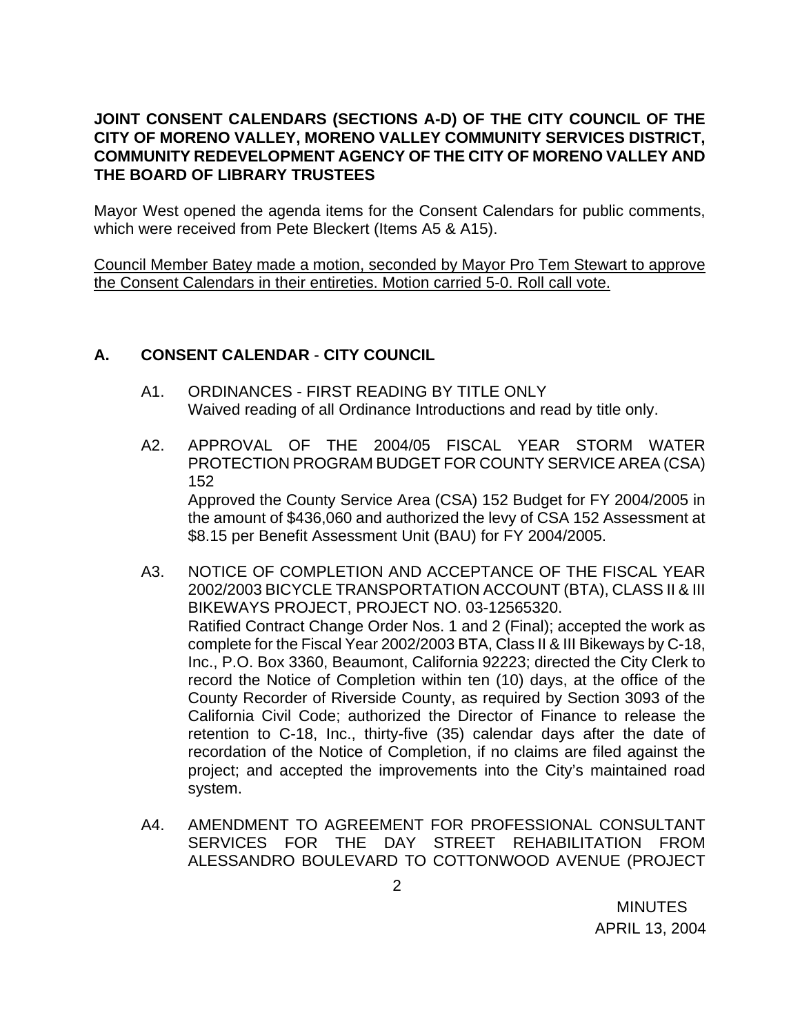**JOINT CONSENT CALENDARS (SECTIONS A-D) OF THE CITY COUNCIL OF THE CITY OF MORENO VALLEY, MORENO VALLEY COMMUNITY SERVICES DISTRICT, COMMUNITY REDEVELOPMENT AGENCY OF THE CITY OF MORENO VALLEY AND THE BOARD OF LIBRARY TRUSTEES**

Mayor West opened the agenda items for the Consent Calendars for public comments, which were received from Pete Bleckert (Items A5 & A15).

<u>Council Member Batey made a motion, seconded by Mayor Pro Tem Stewart to approve the Consent Calendars in their entireties. Motion carried 5-0. Roll call vote.</u>

## A. CONSENT CALENDAR - CITY COUNCIL

A1. ORDINANCES - FIRST READING BY TITLE ONLY
Waived reading of all Ordinance Introductions and read by title only.

A2. APPROVAL OF THE 2004/05 FISCAL YEAR STORM WATER PROTECTION PROGRAM BUDGET FOR COUNTY SERVICE AREA (CSA) 152
Approved the County Service Area (CSA) 152 Budget for FY 2004/2005 in the amount of $436,060 and authorized the levy of CSA 152 Assessment at $8.15 per Benefit Assessment Unit (BAU) for FY 2004/2005.

A3. NOTICE OF COMPLETION AND ACCEPTANCE OF THE FISCAL YEAR 2002/2003 BICYCLE TRANSPORTATION ACCOUNT (BTA), CLASS II & III BIKEWAYS PROJECT, PROJECT NO. 03-12565320.
Ratified Contract Change Order Nos. 1 and 2 (Final); accepted the work as complete for the Fiscal Year 2002/2003 BTA, Class II & III Bikeways by C-18, Inc., P.O. Box 3360, Beaumont, California 92223; directed the City Clerk to record the Notice of Completion within ten (10) days, at the office of the County Recorder of Riverside County, as required by Section 3093 of the California Civil Code; authorized the Director of Finance to release the retention to C-18, Inc., thirty-five (35) calendar days after the date of recordation of the Notice of Completion, if no claims are filed against the project; and accepted the improvements into the City's maintained road system.

A4. AMENDMENT TO AGREEMENT FOR PROFESSIONAL CONSULTANT SERVICES FOR THE DAY STREET REHABILITATION FROM ALESSANDRO BOULEVARD TO COTTONWOOD AVENUE (PROJECT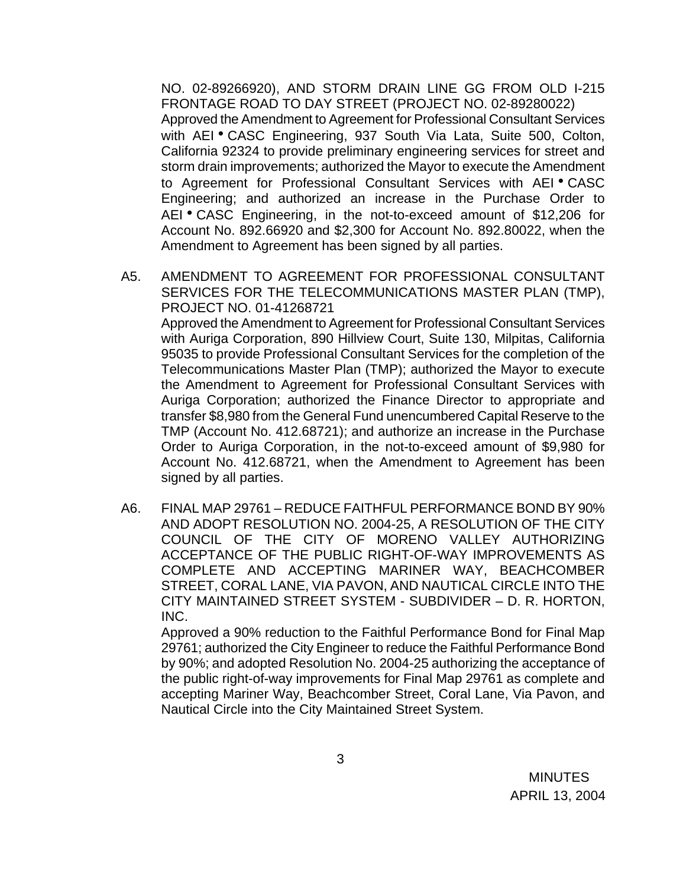NO. 02-89266920), AND STORM DRAIN LINE GG FROM OLD I-215 FRONTAGE ROAD TO DAY STREET (PROJECT NO. 02-89280022)

Approved the Amendment to Agreement for Professional Consultant Services with AEI • CASC Engineering, 937 South Via Lata, Suite 500, Colton, California 92324 to provide preliminary engineering services for street and storm drain improvements; authorized the Mayor to execute the Amendment to Agreement for Professional Consultant Services with AEI • CASC Engineering; and authorized an increase in the Purchase Order to AEI • CASC Engineering, in the not-to-exceed amount of $12,206 for Account No. 892.66920 and $2,300 for Account No. 892.80022, when the Amendment to Agreement has been signed by all parties.

A5. AMENDMENT TO AGREEMENT FOR PROFESSIONAL CONSULTANT SERVICES FOR THE TELECOMMUNICATIONS MASTER PLAN (TMP), PROJECT NO. 01-41268721

Approved the Amendment to Agreement for Professional Consultant Services with Auriga Corporation, 890 Hillview Court, Suite 130, Milpitas, California 95035 to provide Professional Consultant Services for the completion of the Telecommunications Master Plan (TMP); authorized the Mayor to execute the Amendment to Agreement for Professional Consultant Services with Auriga Corporation; authorized the Finance Director to appropriate and transfer $8,980 from the General Fund unencumbered Capital Reserve to the TMP (Account No. 412.68721); and authorize an increase in the Purchase Order to Auriga Corporation, in the not-to-exceed amount of $9,980 for Account No. 412.68721, when the Amendment to Agreement has been signed by all parties.

A6. FINAL MAP 29761 – REDUCE FAITHFUL PERFORMANCE BOND BY 90% AND ADOPT RESOLUTION NO. 2004-25, A RESOLUTION OF THE CITY COUNCIL OF THE CITY OF MORENO VALLEY AUTHORIZING ACCEPTANCE OF THE PUBLIC RIGHT-OF-WAY IMPROVEMENTS AS COMPLETE AND ACCEPTING MARINER WAY, BEACHCOMBER STREET, CORAL LANE, VIA PAVON, AND NAUTICAL CIRCLE INTO THE CITY MAINTAINED STREET SYSTEM - SUBDIVIDER – D. R. HORTON, INC.

Approved a 90% reduction to the Faithful Performance Bond for Final Map 29761; authorized the City Engineer to reduce the Faithful Performance Bond by 90%; and adopted Resolution No. 2004-25 authorizing the acceptance of the public right-of-way improvements for Final Map 29761 as complete and accepting Mariner Way, Beachcomber Street, Coral Lane, Via Pavon, and Nautical Circle into the City Maintained Street System.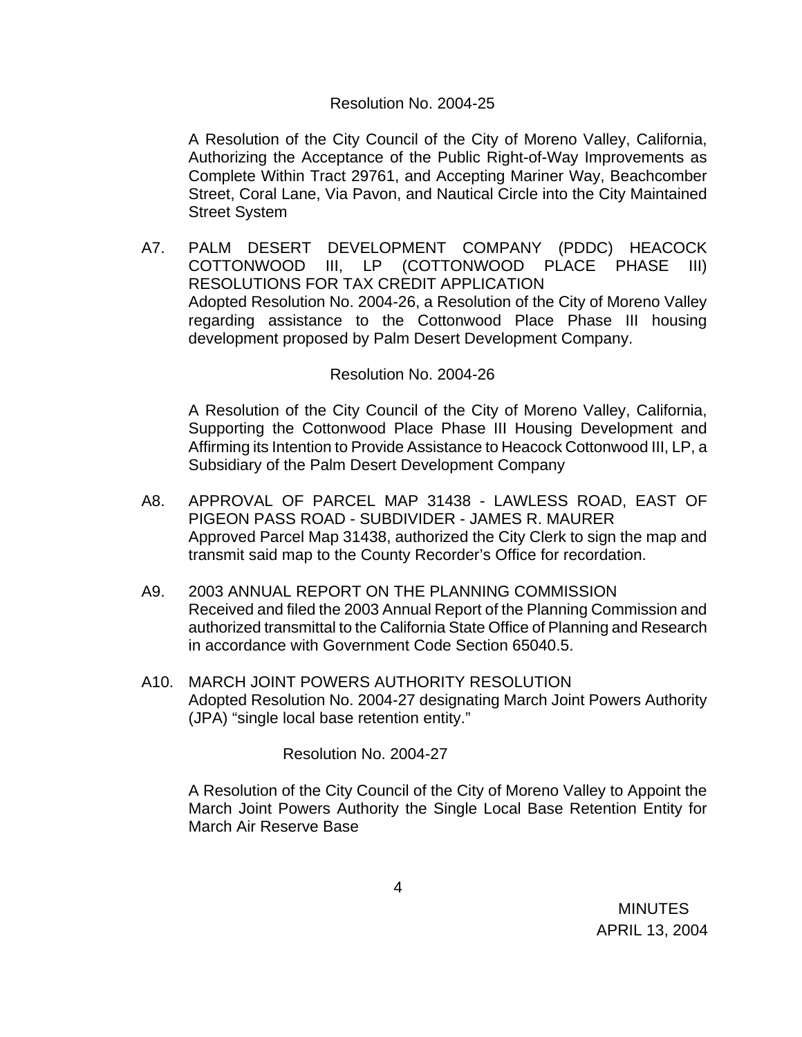Resolution No. 2004-25

A Resolution of the City Council of the City of Moreno Valley, California, Authorizing the Acceptance of the Public Right-of-Way Improvements as Complete Within Tract 29761, and Accepting Mariner Way, Beachcomber Street, Coral Lane, Via Pavon, and Nautical Circle into the City Maintained Street System

A7. PALM DESERT DEVELOPMENT COMPANY (PDDC) HEACOCK COTTONWOOD III, LP (COTTONWOOD PLACE PHASE III) RESOLUTIONS FOR TAX CREDIT APPLICATION
Adopted Resolution No. 2004-26, a Resolution of the City of Moreno Valley regarding assistance to the Cottonwood Place Phase III housing development proposed by Palm Desert Development Company.

Resolution No. 2004-26

A Resolution of the City Council of the City of Moreno Valley, California, Supporting the Cottonwood Place Phase III Housing Development and Affirming its Intention to Provide Assistance to Heacock Cottonwood III, LP, a Subsidiary of the Palm Desert Development Company

A8. APPROVAL OF PARCEL MAP 31438 - LAWLESS ROAD, EAST OF PIGEON PASS ROAD - SUBDIVIDER - JAMES R. MAURER
Approved Parcel Map 31438, authorized the City Clerk to sign the map and transmit said map to the County Recorder's Office for recordation.

A9. 2003 ANNUAL REPORT ON THE PLANNING COMMISSION
Received and filed the 2003 Annual Report of the Planning Commission and authorized transmittal to the California State Office of Planning and Research in accordance with Government Code Section 65040.5.

A10. MARCH JOINT POWERS AUTHORITY RESOLUTION
Adopted Resolution No. 2004-27 designating March Joint Powers Authority (JPA) "single local base retention entity."

Resolution No. 2004-27

A Resolution of the City Council of the City of Moreno Valley to Appoint the March Joint Powers Authority the Single Local Base Retention Entity for March Air Reserve Base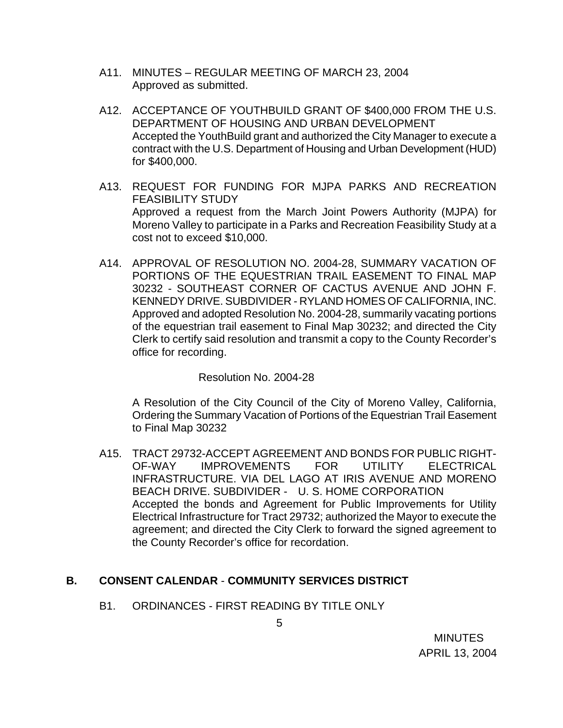A11. MINUTES – REGULAR MEETING OF MARCH 23, 2004
Approved as submitted.

A12. ACCEPTANCE OF YOUTHBUILD GRANT OF $400,000 FROM THE U.S. DEPARTMENT OF HOUSING AND URBAN DEVELOPMENT
Accepted the YouthBuild grant and authorized the City Manager to execute a contract with the U.S. Department of Housing and Urban Development (HUD) for $400,000.

A13. REQUEST FOR FUNDING FOR MJPA PARKS AND RECREATION FEASIBILITY STUDY
Approved a request from the March Joint Powers Authority (MJPA) for Moreno Valley to participate in a Parks and Recreation Feasibility Study at a cost not to exceed $10,000.

A14. APPROVAL OF RESOLUTION NO. 2004-28, SUMMARY VACATION OF PORTIONS OF THE EQUESTRIAN TRAIL EASEMENT TO FINAL MAP 30232 - SOUTHEAST CORNER OF CACTUS AVENUE AND JOHN F. KENNEDY DRIVE. SUBDIVIDER - RYLAND HOMES OF CALIFORNIA, INC.
Approved and adopted Resolution No. 2004-28, summarily vacating portions of the equestrian trail easement to Final Map 30232; and directed the City Clerk to certify said resolution and transmit a copy to the County Recorder's office for recording.

Resolution No. 2004-28

A Resolution of the City Council of the City of Moreno Valley, California, Ordering the Summary Vacation of Portions of the Equestrian Trail Easement to Final Map 30232

A15. TRACT 29732-ACCEPT AGREEMENT AND BONDS FOR PUBLIC RIGHT-OF-WAY IMPROVEMENTS FOR UTILITY ELECTRICAL INFRASTRUCTURE. VIA DEL LAGO AT IRIS AVENUE AND MORENO BEACH DRIVE. SUBDIVIDER - U. S. HOME CORPORATION
Accepted the bonds and Agreement for Public Improvements for Utility Electrical Infrastructure for Tract 29732; authorized the Mayor to execute the agreement; and directed the City Clerk to forward the signed agreement to the County Recorder's office for recordation.

## B. CONSENT CALENDAR - COMMUNITY SERVICES DISTRICT

B1. ORDINANCES - FIRST READING BY TITLE ONLY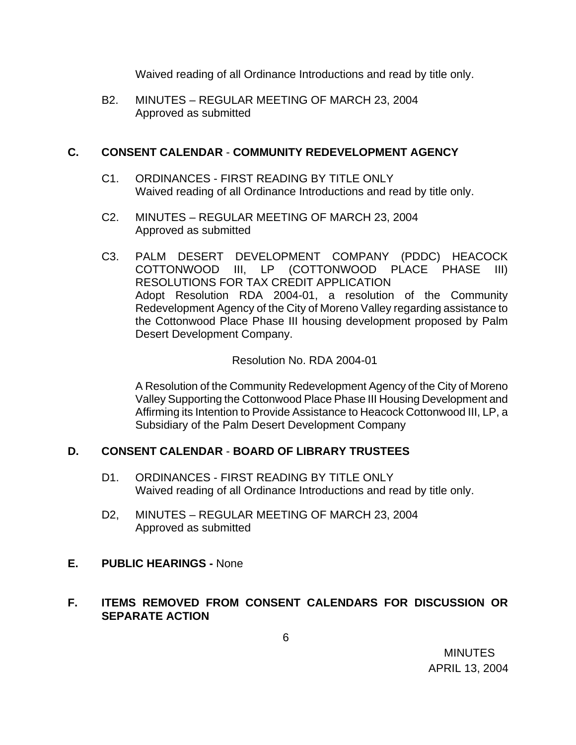Waived reading of all Ordinance Introductions and read by title only.

B2. MINUTES – REGULAR MEETING OF MARCH 23, 2004
Approved as submitted

**C. CONSENT CALENDAR - COMMUNITY REDEVELOPMENT AGENCY**

C1. ORDINANCES - FIRST READING BY TITLE ONLY
Waived reading of all Ordinance Introductions and read by title only.

C2. MINUTES – REGULAR MEETING OF MARCH 23, 2004
Approved as submitted

C3. PALM DESERT DEVELOPMENT COMPANY (PDDC) HEACOCK COTTONWOOD III, LP (COTTONWOOD PLACE PHASE III) RESOLUTIONS FOR TAX CREDIT APPLICATION
Adopt Resolution RDA 2004-01, a resolution of the Community Redevelopment Agency of the City of Moreno Valley regarding assistance to the Cottonwood Place Phase III housing development proposed by Palm Desert Development Company.

Resolution No. RDA 2004-01

A Resolution of the Community Redevelopment Agency of the City of Moreno Valley Supporting the Cottonwood Place Phase III Housing Development and Affirming its Intention to Provide Assistance to Heacock Cottonwood III, LP, a Subsidiary of the Palm Desert Development Company

**D. CONSENT CALENDAR - BOARD OF LIBRARY TRUSTEES**

D1. ORDINANCES - FIRST READING BY TITLE ONLY
Waived reading of all Ordinance Introductions and read by title only.

D2, MINUTES – REGULAR MEETING OF MARCH 23, 2004
Approved as submitted

**E. PUBLIC HEARINGS -** None

**F. ITEMS REMOVED FROM CONSENT CALENDARS FOR DISCUSSION OR SEPARATE ACTION**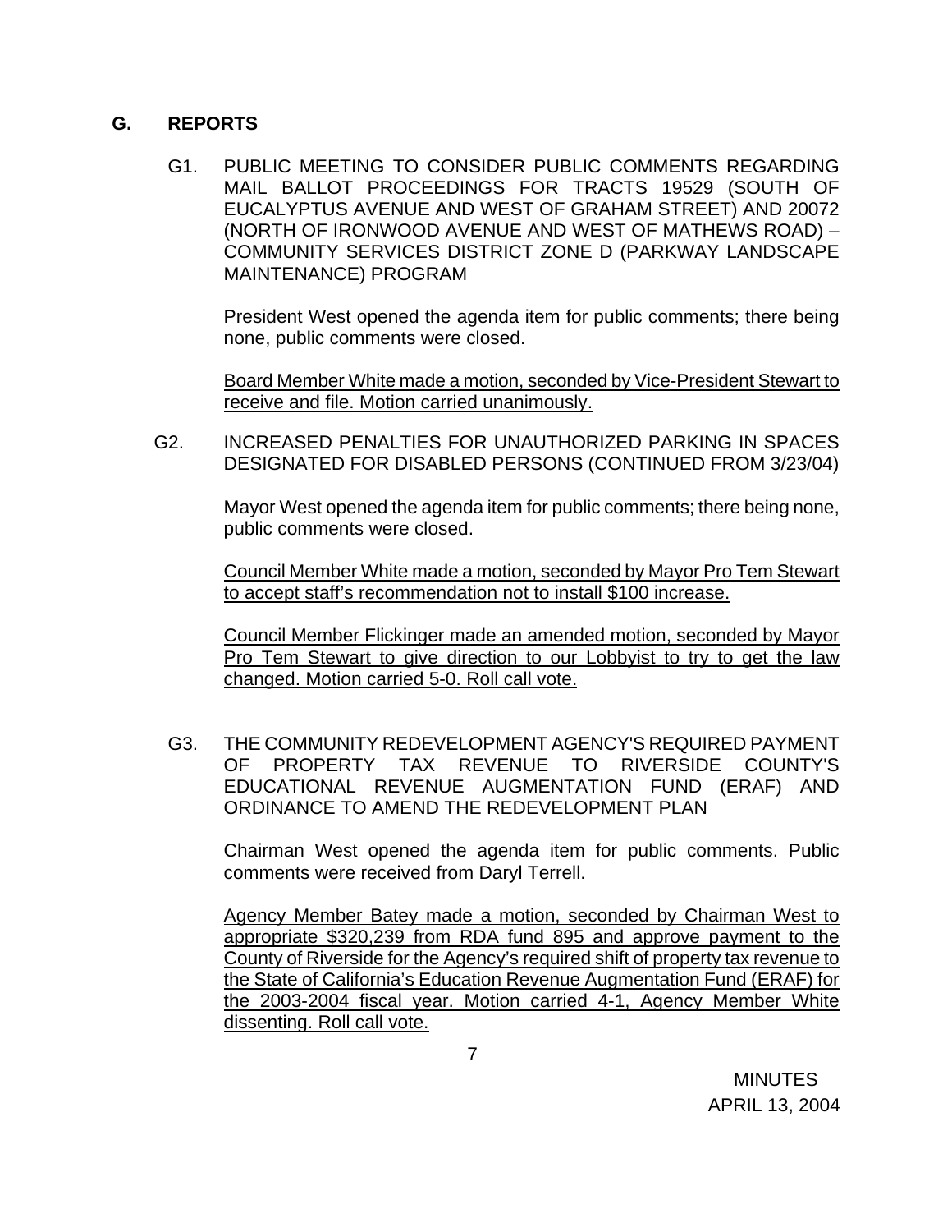## G. REPORTS

G1. PUBLIC MEETING TO CONSIDER PUBLIC COMMENTS REGARDING MAIL BALLOT PROCEEDINGS FOR TRACTS 19529 (SOUTH OF EUCALYPTUS AVENUE AND WEST OF GRAHAM STREET) AND 20072 (NORTH OF IRONWOOD AVENUE AND WEST OF MATHEWS ROAD) – COMMUNITY SERVICES DISTRICT ZONE D (PARKWAY LANDSCAPE MAINTENANCE) PROGRAM

President West opened the agenda item for public comments; there being none, public comments were closed.

<u>Board Member White made a motion, seconded by Vice-President Stewart to receive and file. Motion carried unanimously.</u>

G2. INCREASED PENALTIES FOR UNAUTHORIZED PARKING IN SPACES DESIGNATED FOR DISABLED PERSONS (CONTINUED FROM 3/23/04)

Mayor West opened the agenda item for public comments; there being none, public comments were closed.

<u>Council Member White made a motion, seconded by Mayor Pro Tem Stewart to accept staff's recommendation not to install $100 increase.</u>

<u>Council Member Flickinger made an amended motion, seconded by Mayor Pro Tem Stewart to give direction to our Lobbyist to try to get the law changed. Motion carried 5-0. Roll call vote.</u>

G3. THE COMMUNITY REDEVELOPMENT AGENCY'S REQUIRED PAYMENT OF PROPERTY TAX REVENUE TO RIVERSIDE COUNTY'S EDUCATIONAL REVENUE AUGMENTATION FUND (ERAF) AND ORDINANCE TO AMEND THE REDEVELOPMENT PLAN

Chairman West opened the agenda item for public comments. Public comments were received from Daryl Terrell.

<u>Agency Member Batey made a motion, seconded by Chairman West to appropriate $320,239 from RDA fund 895 and approve payment to the County of Riverside for the Agency's required shift of property tax revenue to the State of California's Education Revenue Augmentation Fund (ERAF) for the 2003-2004 fiscal year. Motion carried 4-1, Agency Member White dissenting. Roll call vote.</u>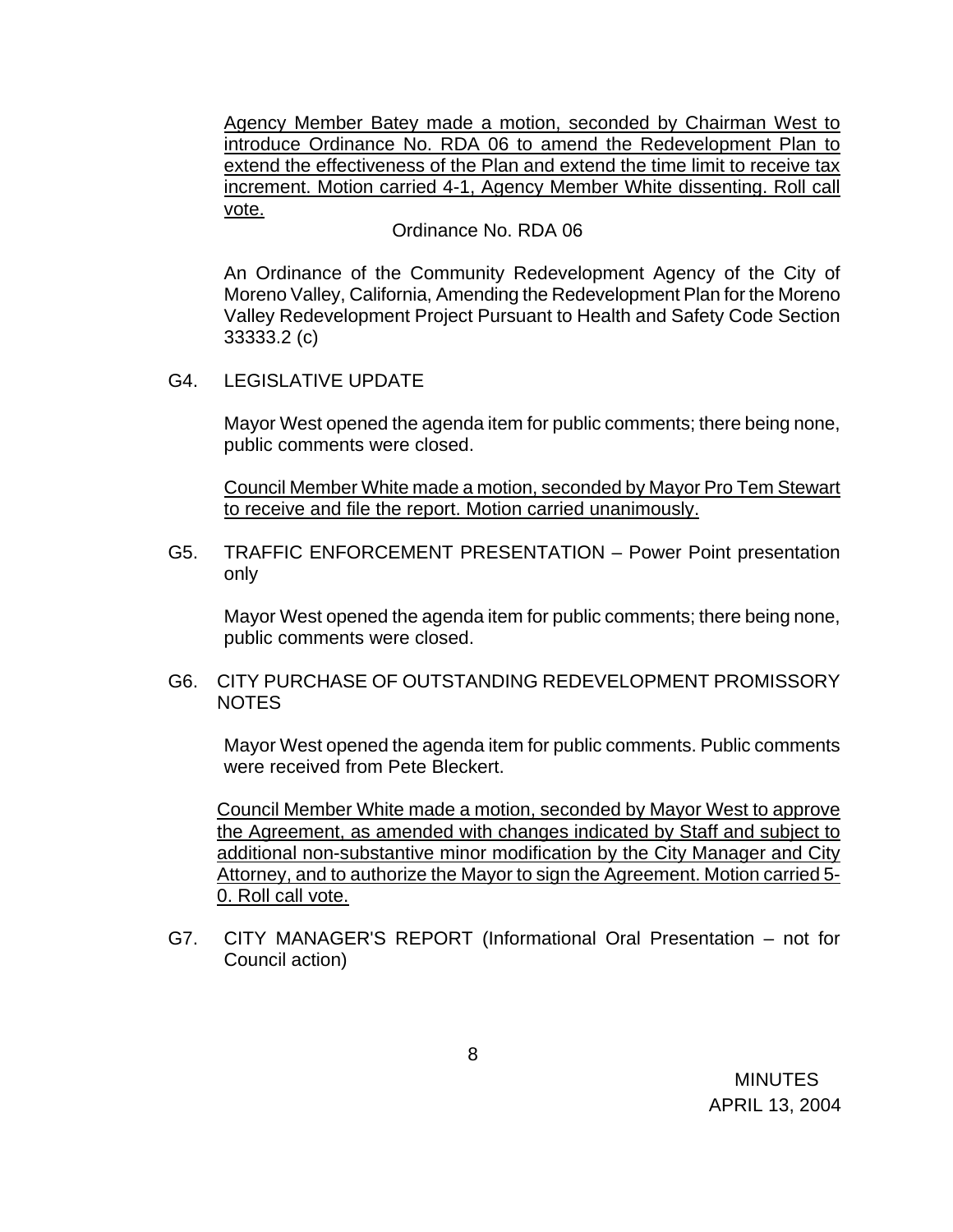Agency Member Batey made a motion, seconded by Chairman West to introduce Ordinance No. RDA 06 to amend the Redevelopment Plan to extend the effectiveness of the Plan and extend the time limit to receive tax increment. Motion carried 4-1, Agency Member White dissenting. Roll call vote.

Ordinance No. RDA 06

An Ordinance of the Community Redevelopment Agency of the City of Moreno Valley, California, Amending the Redevelopment Plan for the Moreno Valley Redevelopment Project Pursuant to Health and Safety Code Section 33333.2 (c)

G4. LEGISLATIVE UPDATE

Mayor West opened the agenda item for public comments; there being none, public comments were closed.

Council Member White made a motion, seconded by Mayor Pro Tem Stewart to receive and file the report. Motion carried unanimously.

G5. TRAFFIC ENFORCEMENT PRESENTATION – Power Point presentation only

Mayor West opened the agenda item for public comments; there being none, public comments were closed.

G6. CITY PURCHASE OF OUTSTANDING REDEVELOPMENT PROMISSORY NOTES

Mayor West opened the agenda item for public comments. Public comments were received from Pete Bleckert.

Council Member White made a motion, seconded by Mayor West to approve the Agreement, as amended with changes indicated by Staff and subject to additional non-substantive minor modification by the City Manager and City Attorney, and to authorize the Mayor to sign the Agreement. Motion carried 5-0. Roll call vote.

G7. CITY MANAGER'S REPORT (Informational Oral Presentation – not for Council action)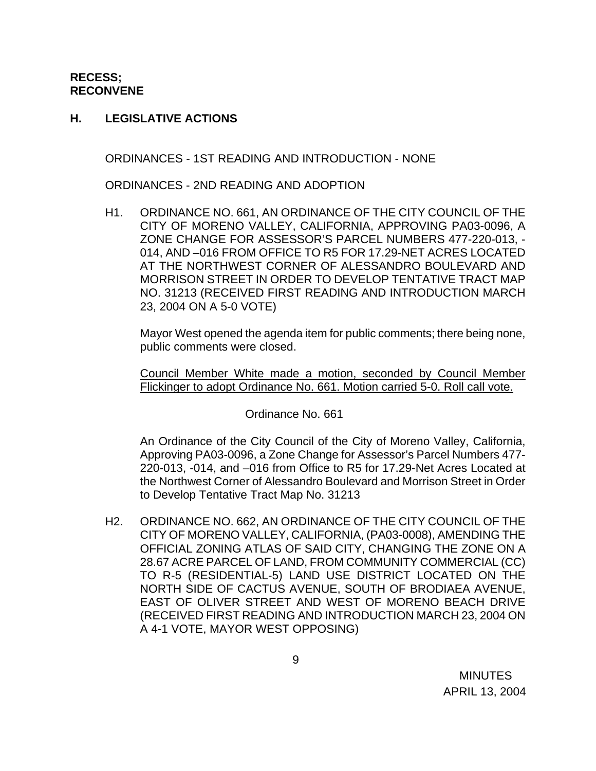**RECESS;**
**RECONVENE**

## H. LEGISLATIVE ACTIONS

ORDINANCES - 1ST READING AND INTRODUCTION - NONE

ORDINANCES - 2ND READING AND ADOPTION

H1. ORDINANCE NO. 661, AN ORDINANCE OF THE CITY COUNCIL OF THE CITY OF MORENO VALLEY, CALIFORNIA, APPROVING PA03-0096, A ZONE CHANGE FOR ASSESSOR'S PARCEL NUMBERS 477-220-013, -014, AND –016 FROM OFFICE TO R5 FOR 17.29-NET ACRES LOCATED AT THE NORTHWEST CORNER OF ALESSANDRO BOULEVARD AND MORRISON STREET IN ORDER TO DEVELOP TENTATIVE TRACT MAP NO. 31213 (RECEIVED FIRST READING AND INTRODUCTION MARCH 23, 2004 ON A 5-0 VOTE)

Mayor West opened the agenda item for public comments; there being none, public comments were closed.

Council Member White made a motion, seconded by Council Member Flickinger to adopt Ordinance No. 661. Motion carried 5-0. Roll call vote.

Ordinance No. 661

An Ordinance of the City Council of the City of Moreno Valley, California, Approving PA03-0096, a Zone Change for Assessor's Parcel Numbers 477-220-013, -014, and –016 from Office to R5 for 17.29-Net Acres Located at the Northwest Corner of Alessandro Boulevard and Morrison Street in Order to Develop Tentative Tract Map No. 31213

H2. ORDINANCE NO. 662, AN ORDINANCE OF THE CITY COUNCIL OF THE CITY OF MORENO VALLEY, CALIFORNIA, (PA03-0008), AMENDING THE OFFICIAL ZONING ATLAS OF SAID CITY, CHANGING THE ZONE ON A 28.67 ACRE PARCEL OF LAND, FROM COMMUNITY COMMERCIAL (CC) TO R-5 (RESIDENTIAL-5) LAND USE DISTRICT LOCATED ON THE NORTH SIDE OF CACTUS AVENUE, SOUTH OF BRODIAEA AVENUE, EAST OF OLIVER STREET AND WEST OF MORENO BEACH DRIVE (RECEIVED FIRST READING AND INTRODUCTION MARCH 23, 2004 ON A 4-1 VOTE, MAYOR WEST OPPOSING)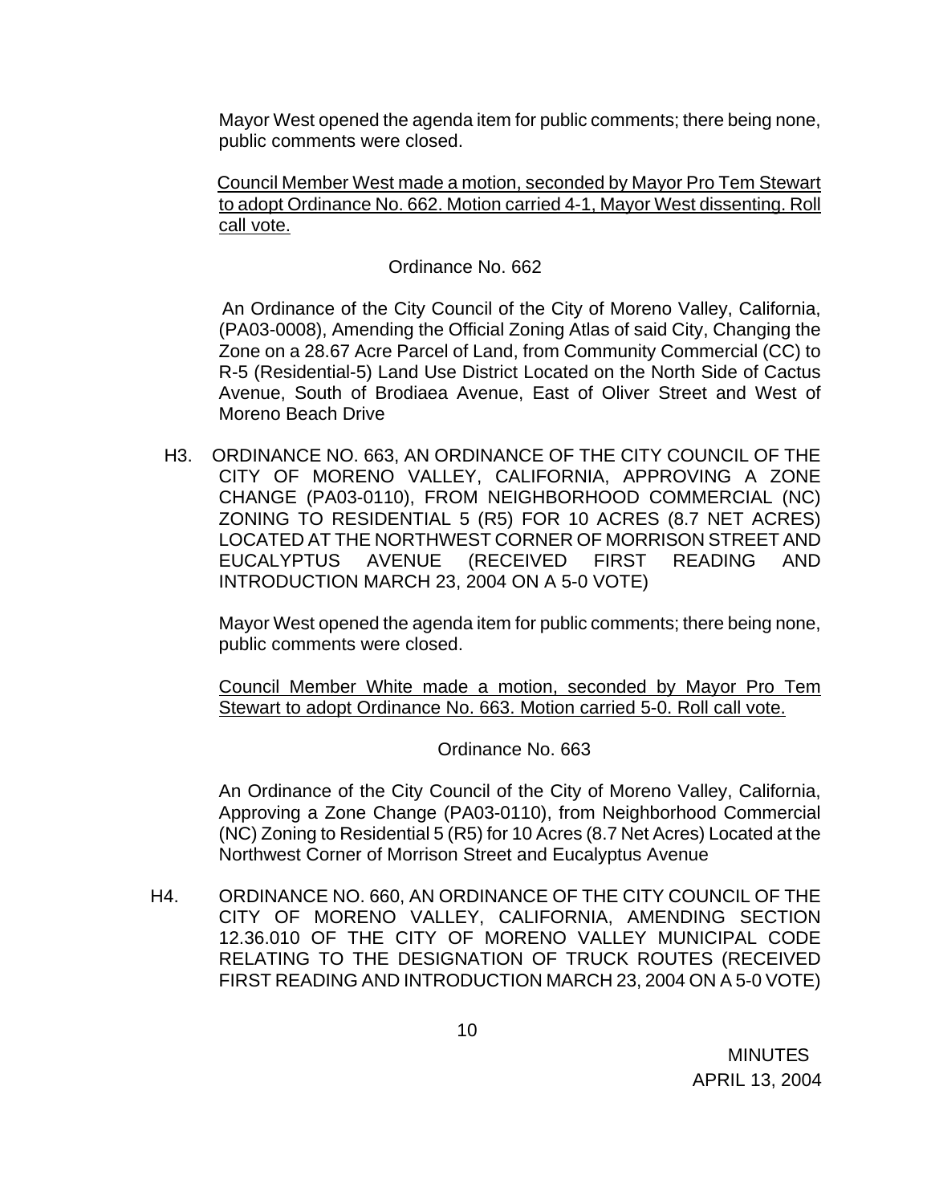Mayor West opened the agenda item for public comments; there being none, public comments were closed.

Council Member West made a motion, seconded by Mayor Pro Tem Stewart to adopt Ordinance No. 662. Motion carried 4-1, Mayor West dissenting. Roll call vote.

Ordinance No. 662

An Ordinance of the City Council of the City of Moreno Valley, California, (PA03-0008), Amending the Official Zoning Atlas of said City, Changing the Zone on a 28.67 Acre Parcel of Land, from Community Commercial (CC) to R-5 (Residential-5) Land Use District Located on the North Side of Cactus Avenue, South of Brodiaea Avenue, East of Oliver Street and West of Moreno Beach Drive

H3. ORDINANCE NO. 663, AN ORDINANCE OF THE CITY COUNCIL OF THE CITY OF MORENO VALLEY, CALIFORNIA, APPROVING A ZONE CHANGE (PA03-0110), FROM NEIGHBORHOOD COMMERCIAL (NC) ZONING TO RESIDENTIAL 5 (R5) FOR 10 ACRES (8.7 NET ACRES) LOCATED AT THE NORTHWEST CORNER OF MORRISON STREET AND EUCALYPTUS AVENUE (RECEIVED FIRST READING AND INTRODUCTION MARCH 23, 2004 ON A 5-0 VOTE)

Mayor West opened the agenda item for public comments; there being none, public comments were closed.

Council Member White made a motion, seconded by Mayor Pro Tem Stewart to adopt Ordinance No. 663. Motion carried 5-0. Roll call vote.

Ordinance No. 663

An Ordinance of the City Council of the City of Moreno Valley, California, Approving a Zone Change (PA03-0110), from Neighborhood Commercial (NC) Zoning to Residential 5 (R5) for 10 Acres (8.7 Net Acres) Located at the Northwest Corner of Morrison Street and Eucalyptus Avenue

H4. ORDINANCE NO. 660, AN ORDINANCE OF THE CITY COUNCIL OF THE CITY OF MORENO VALLEY, CALIFORNIA, AMENDING SECTION 12.36.010 OF THE CITY OF MORENO VALLEY MUNICIPAL CODE RELATING TO THE DESIGNATION OF TRUCK ROUTES (RECEIVED FIRST READING AND INTRODUCTION MARCH 23, 2004 ON A 5-0 VOTE)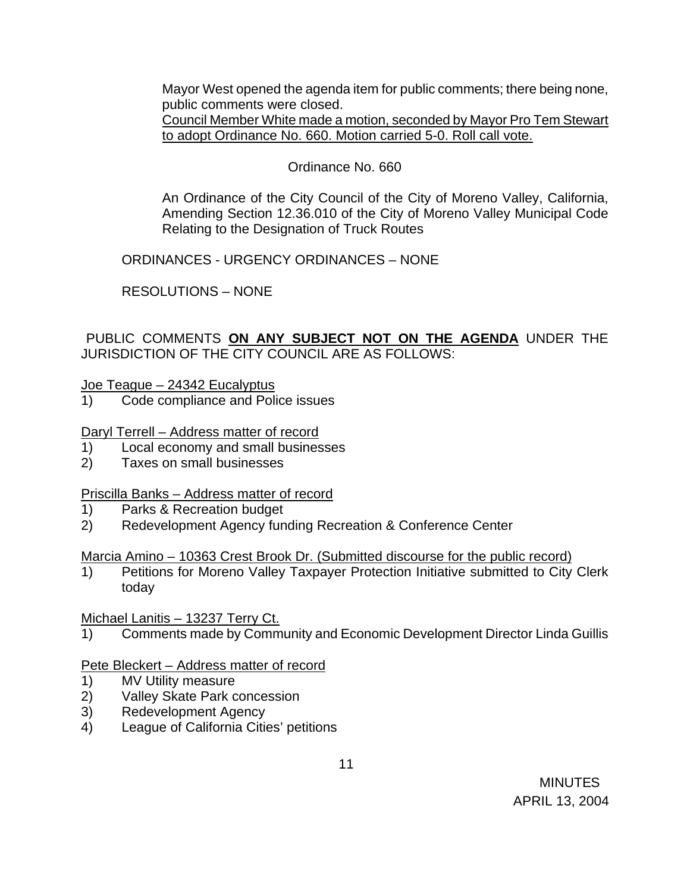Mayor West opened the agenda item for public comments; there being none, public comments were closed.

Council Member White made a motion, seconded by Mayor Pro Tem Stewart to adopt Ordinance No. 660. Motion carried 5-0. Roll call vote.

Ordinance No. 660

An Ordinance of the City Council of the City of Moreno Valley, California, Amending Section 12.36.010 of the City of Moreno Valley Municipal Code Relating to the Designation of Truck Routes

ORDINANCES - URGENCY ORDINANCES – NONE

RESOLUTIONS – NONE

PUBLIC COMMENTS **ON ANY SUBJECT NOT ON THE AGENDA** UNDER THE JURISDICTION OF THE CITY COUNCIL ARE AS FOLLOWS:

Joe Teague – 24342 Eucalyptus

1) Code compliance and Police issues

Daryl Terrell – Address matter of record

1) Local economy and small businesses
2) Taxes on small businesses

Priscilla Banks – Address matter of record

1) Parks & Recreation budget
2) Redevelopment Agency funding Recreation & Conference Center

Marcia Amino – 10363 Crest Brook Dr. (Submitted discourse for the public record)

1) Petitions for Moreno Valley Taxpayer Protection Initiative submitted to City Clerk today

Michael Lanitis – 13237 Terry Ct.

1) Comments made by Community and Economic Development Director Linda Guillis

Pete Bleckert – Address matter of record

1) MV Utility measure
2) Valley Skate Park concession
3) Redevelopment Agency
4) League of California Cities' petitions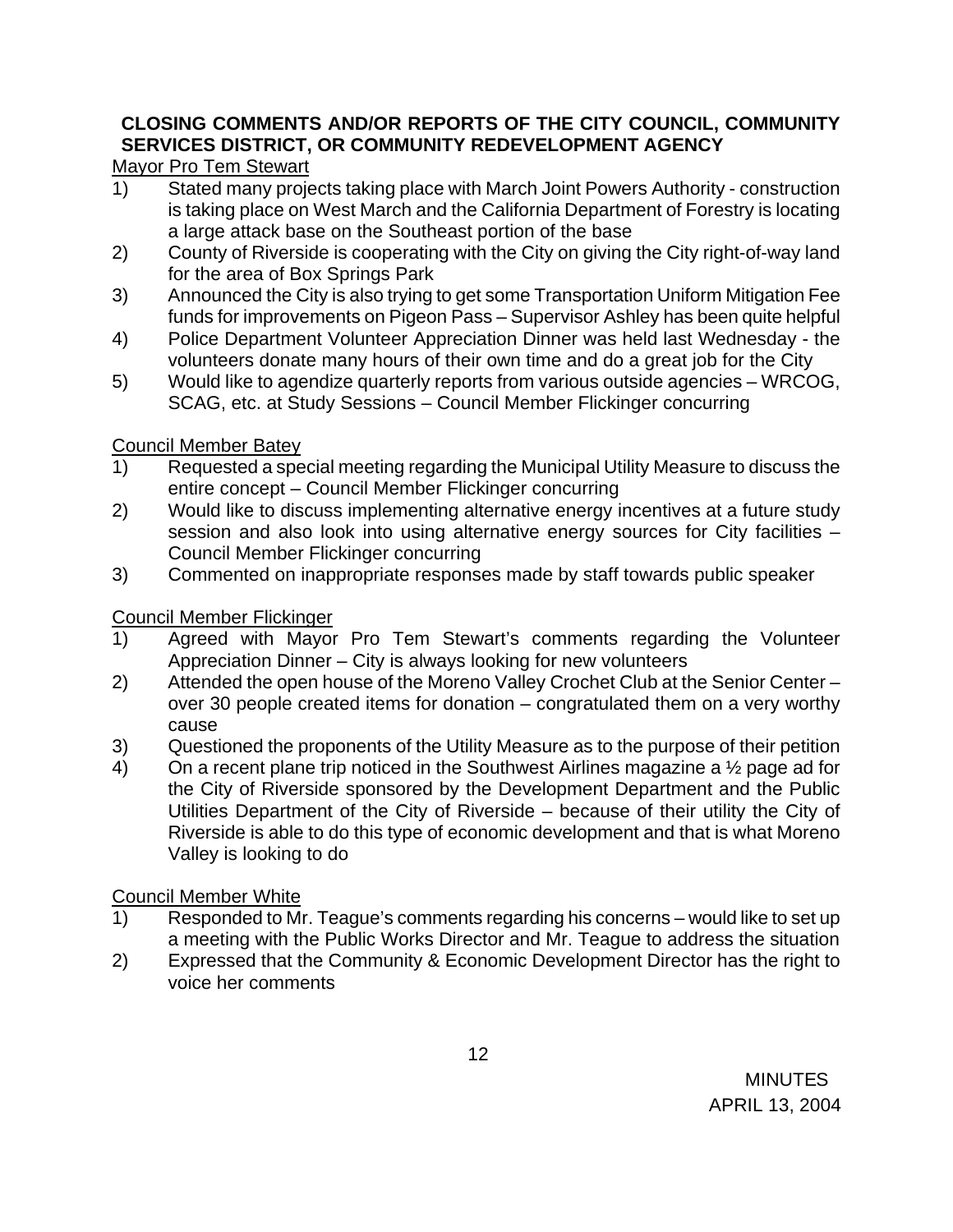**CLOSING COMMENTS AND/OR REPORTS OF THE CITY COUNCIL, COMMUNITY SERVICES DISTRICT, OR COMMUNITY REDEVELOPMENT AGENCY**

Mayor Pro Tem Stewart

1) Stated many projects taking place with March Joint Powers Authority - construction is taking place on West March and the California Department of Forestry is locating a large attack base on the Southeast portion of the base
2) County of Riverside is cooperating with the City on giving the City right-of-way land for the area of Box Springs Park
3) Announced the City is also trying to get some Transportation Uniform Mitigation Fee funds for improvements on Pigeon Pass – Supervisor Ashley has been quite helpful
4) Police Department Volunteer Appreciation Dinner was held last Wednesday - the volunteers donate many hours of their own time and do a great job for the City
5) Would like to agendize quarterly reports from various outside agencies – WRCOG, SCAG, etc. at Study Sessions – Council Member Flickinger concurring

Council Member Batey

1) Requested a special meeting regarding the Municipal Utility Measure to discuss the entire concept – Council Member Flickinger concurring
2) Would like to discuss implementing alternative energy incentives at a future study session and also look into using alternative energy sources for City facilities – Council Member Flickinger concurring
3) Commented on inappropriate responses made by staff towards public speaker

Council Member Flickinger

1) Agreed with Mayor Pro Tem Stewart's comments regarding the Volunteer Appreciation Dinner – City is always looking for new volunteers
2) Attended the open house of the Moreno Valley Crochet Club at the Senior Center – over 30 people created items for donation – congratulated them on a very worthy cause
3) Questioned the proponents of the Utility Measure as to the purpose of their petition
4) On a recent plane trip noticed in the Southwest Airlines magazine a ½ page ad for the City of Riverside sponsored by the Development Department and the Public Utilities Department of the City of Riverside – because of their utility the City of Riverside is able to do this type of economic development and that is what Moreno Valley is looking to do

Council Member White

1) Responded to Mr. Teague's comments regarding his concerns – would like to set up a meeting with the Public Works Director and Mr. Teague to address the situation
2) Expressed that the Community & Economic Development Director has the right to voice her comments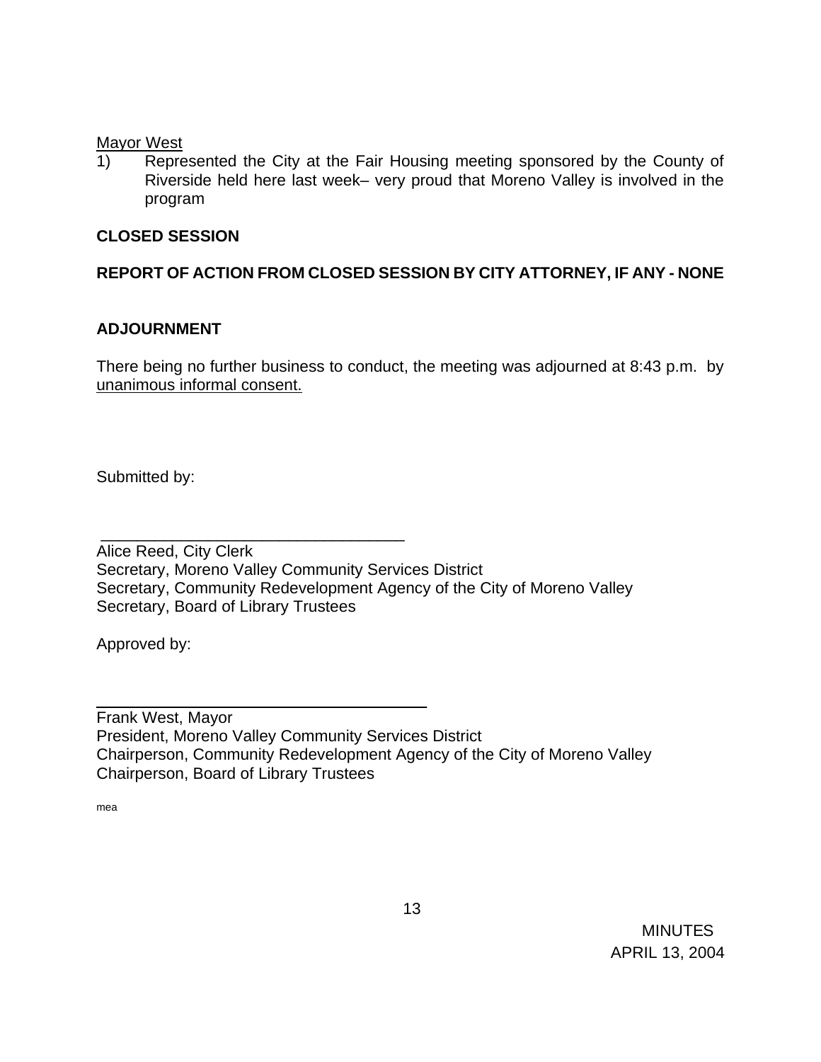Mayor West

1) Represented the City at the Fair Housing meeting sponsored by the County of Riverside held here last week– very proud that Moreno Valley is involved in the program

**CLOSED SESSION**

**REPORT OF ACTION FROM CLOSED SESSION BY CITY ATTORNEY, IF ANY - NONE**

**ADJOURNMENT**

There being no further business to conduct, the meeting was adjourned at 8:43 p.m. by unanimous informal consent.

Submitted by:

___________________________________

Alice Reed, City Clerk
Secretary, Moreno Valley Community Services District
Secretary, Community Redevelopment Agency of the City of Moreno Valley
Secretary, Board of Library Trustees

Approved by:

___________________________________

Frank West, Mayor
President, Moreno Valley Community Services District
Chairperson, Community Redevelopment Agency of the City of Moreno Valley
Chairperson, Board of Library Trustees

mea